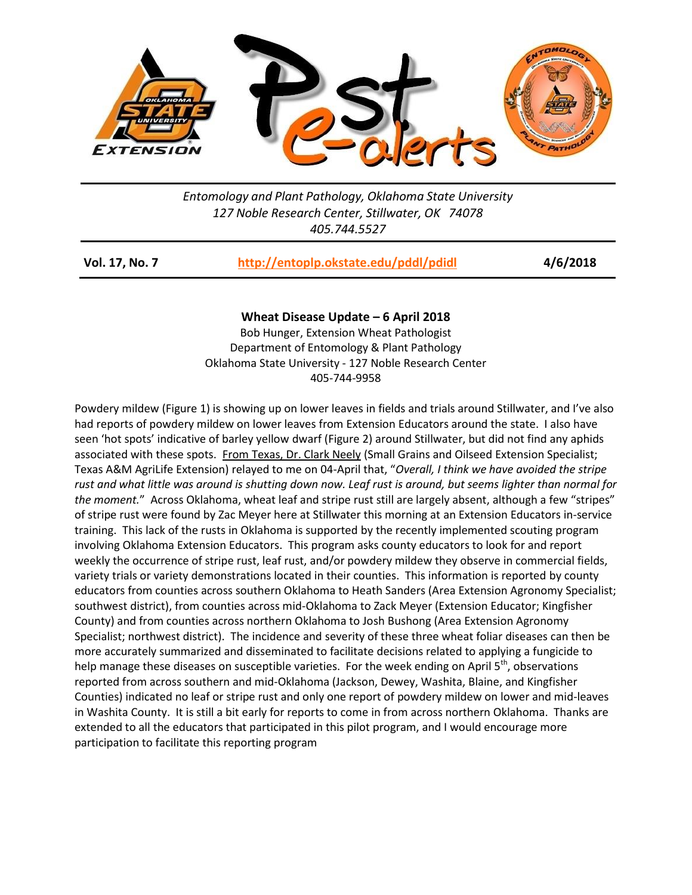Entomology and Plant Pathology, Oklahoma State University
127 Noble Research Center, Stillwater, OK 74078
405.744.5527

**Vol. 17, No. 7** | **http://entoplp.okstate.edu/pddl/pdidl** | **4/6/2018**

## Wheat Disease Update – 6 April 2018

Bob Hunger, Extension Wheat Pathologist
Department of Entomology & Plant Pathology
Oklahoma State University - 127 Noble Research Center
405-744-9958

Powdery mildew (Figure 1) is showing up on lower leaves in fields and trials around Stillwater, and I've also had reports of powdery mildew on lower leaves from Extension Educators around the state. I also have seen 'hot spots' indicative of barley yellow dwarf (Figure 2) around Stillwater, but did not find any aphids associated with these spots. From Texas, Dr. Clark Neely (Small Grains and Oilseed Extension Specialist; Texas A&M AgriLife Extension) relayed to me on 04-April that, "*Overall, I think we have avoided the stripe rust and what little was around is shutting down now. Leaf rust is around, but seems lighter than normal for the moment.*" Across Oklahoma, wheat leaf and stripe rust still are largely absent, although a few "stripes" of stripe rust were found by Zac Meyer here at Stillwater this morning at an Extension Educators in-service training. This lack of the rusts in Oklahoma is supported by the recently implemented scouting program involving Oklahoma Extension Educators. This program asks county educators to look for and report weekly the occurrence of stripe rust, leaf rust, and/or powdery mildew they observe in commercial fields, variety trials or variety demonstrations located in their counties. This information is reported by county educators from counties across southern Oklahoma to Heath Sanders (Area Extension Agronomy Specialist; southwest district), from counties across mid-Oklahoma to Zack Meyer (Extension Educator; Kingfisher County) and from counties across northern Oklahoma to Josh Bushong (Area Extension Agronomy Specialist; northwest district). The incidence and severity of these three wheat foliar diseases can then be more accurately summarized and disseminated to facilitate decisions related to applying a fungicide to help manage these diseases on susceptible varieties. For the week ending on April 5th, observations reported from across southern and mid-Oklahoma (Jackson, Dewey, Washita, Blaine, and Kingfisher Counties) indicated no leaf or stripe rust and only one report of powdery mildew on lower and mid-leaves in Washita County. It is still a bit early for reports to come in from across northern Oklahoma. Thanks are extended to all the educators that participated in this pilot program, and I would encourage more participation to facilitate this reporting program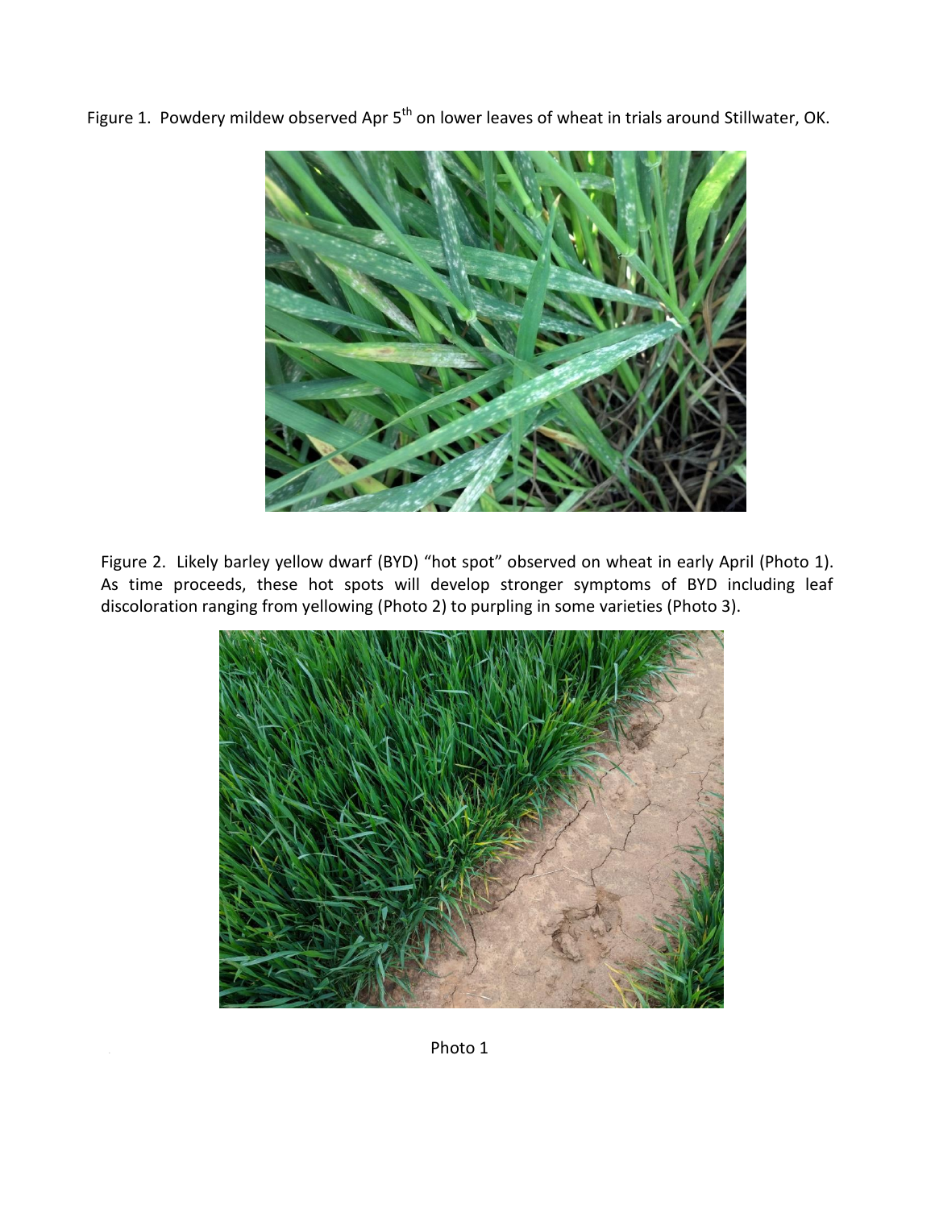Figure 1. Powdery mildew observed Apr 5th on lower leaves of wheat in trials around Stillwater, OK.

Figure 2. Likely barley yellow dwarf (BYD) "hot spot" observed on wheat in early April (Photo 1). As time proceeds, these hot spots will develop stronger symptoms of BYD including leaf discoloration ranging from yellowing (Photo 2) to purpling in some varieties (Photo 3).

Photo 1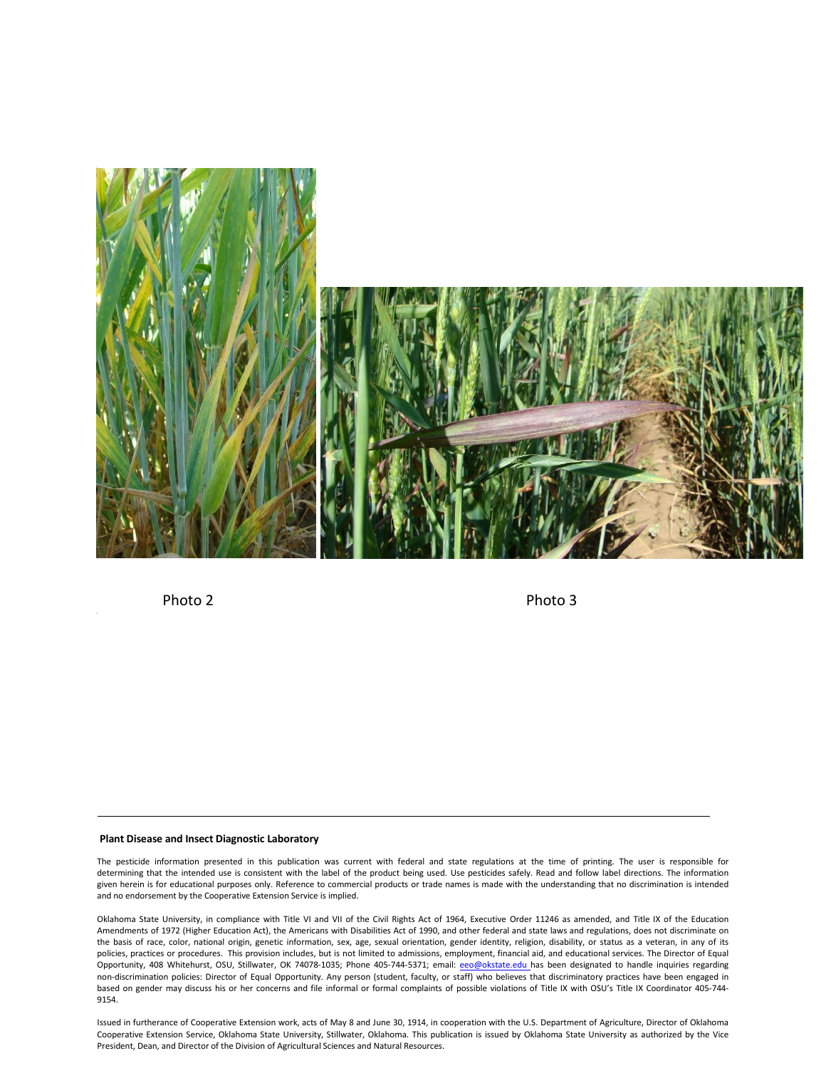Photo 2

Photo 3

**Plant Disease and Insect Diagnostic Laboratory**

The pesticide information presented in this publication was current with federal and state regulations at the time of printing. The user is responsible for determining that the intended use is consistent with the label of the product being used. Use pesticides safely. Read and follow label directions. The information given herein is for educational purposes only. Reference to commercial products or trade names is made with the understanding that no discrimination is intended and no endorsement by the Cooperative Extension Service is implied.

Oklahoma State University, in compliance with Title VI and VII of the Civil Rights Act of 1964, Executive Order 11246 as amended, and Title IX of the Education Amendments of 1972 (Higher Education Act), the Americans with Disabilities Act of 1990, and other federal and state laws and regulations, does not discriminate on the basis of race, color, national origin, genetic information, sex, age, sexual orientation, gender identity, religion, disability, or status as a veteran, in any of its policies, practices or procedures. This provision includes, but is not limited to admissions, employment, financial aid, and educational services. The Director of Equal Opportunity, 408 Whitehurst, OSU, Stillwater, OK 74078-1035; Phone 405-744-5371; email: eeo@okstate.edu has been designated to handle inquiries regarding non-discrimination policies: Director of Equal Opportunity. Any person (student, faculty, or staff) who believes that discriminatory practices have been engaged in based on gender may discuss his or her concerns and file informal or formal complaints of possible violations of Title IX with OSU's Title IX Coordinator 405-744-9154.

Issued in furtherance of Cooperative Extension work, acts of May 8 and June 30, 1914, in cooperation with the U.S. Department of Agriculture, Director of Oklahoma Cooperative Extension Service, Oklahoma State University, Stillwater, Oklahoma. This publication is issued by Oklahoma State University as authorized by the Vice President, Dean, and Director of the Division of Agricultural Sciences and Natural Resources.